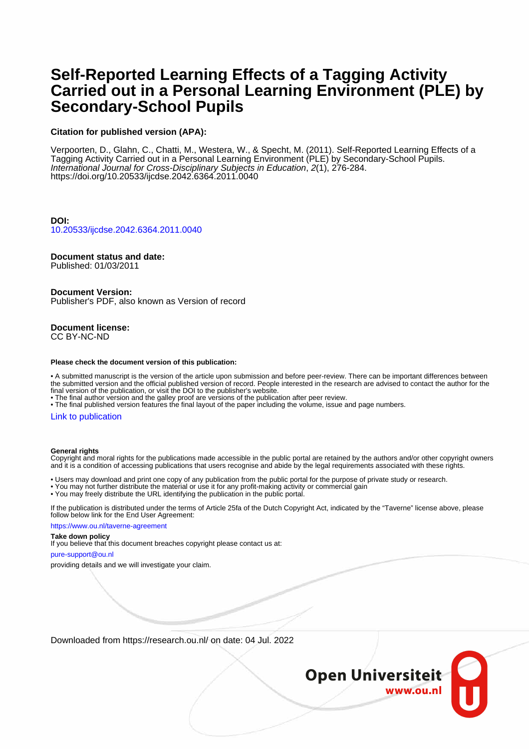# Self-Reported Learning Effects of a Tagging Activity Carried out in a Personal Learning Environment (PLE) by Secondary-School Pupils

**Citation for published version (APA):**

Verpoorten, D., Glahn, C., Chatti, M., Westera, W., & Specht, M. (2011). Self-Reported Learning Effects of a Tagging Activity Carried out in a Personal Learning Environment (PLE) by Secondary-School Pupils. *International Journal for Cross-Disciplinary Subjects in Education*, *2*(1), 276-284. https://doi.org/10.20533/ijcdse.2042.6364.2011.0040

**DOI:**
10.20533/ijcdse.2042.6364.2011.0040

**Document status and date:**
Published: 01/03/2011

**Document Version:**
Publisher's PDF, also known as Version of record

**Document license:**
CC BY-NC-ND

**Please check the document version of this publication:**

- A submitted manuscript is the version of the article upon submission and before peer-review. There can be important differences between the submitted version and the official published version of record. People interested in the research are advised to contact the author for the final version of the publication, or visit the DOI to the publisher's website.
- The final author version and the galley proof are versions of the publication after peer review.
- The final published version features the final layout of the paper including the volume, issue and page numbers.

Link to publication

**General rights**
Copyright and moral rights for the publications made accessible in the public portal are retained by the authors and/or other copyright owners and it is a condition of accessing publications that users recognise and abide by the legal requirements associated with these rights.

- Users may download and print one copy of any publication from the public portal for the purpose of private study or research.
- You may not further distribute the material or use it for any profit-making activity or commercial gain
- You may freely distribute the URL identifying the publication in the public portal.

If the publication is distributed under the terms of Article 25fa of the Dutch Copyright Act, indicated by the "Taverne" license above, please follow below link for the End User Agreement:

https://www.ou.nl/taverne-agreement

**Take down policy**
If you believe that this document breaches copyright please contact us at:

pure-support@ou.nl

providing details and we will investigate your claim.

Downloaded from https://research.ou.nl/ on date: 04 Jul. 2022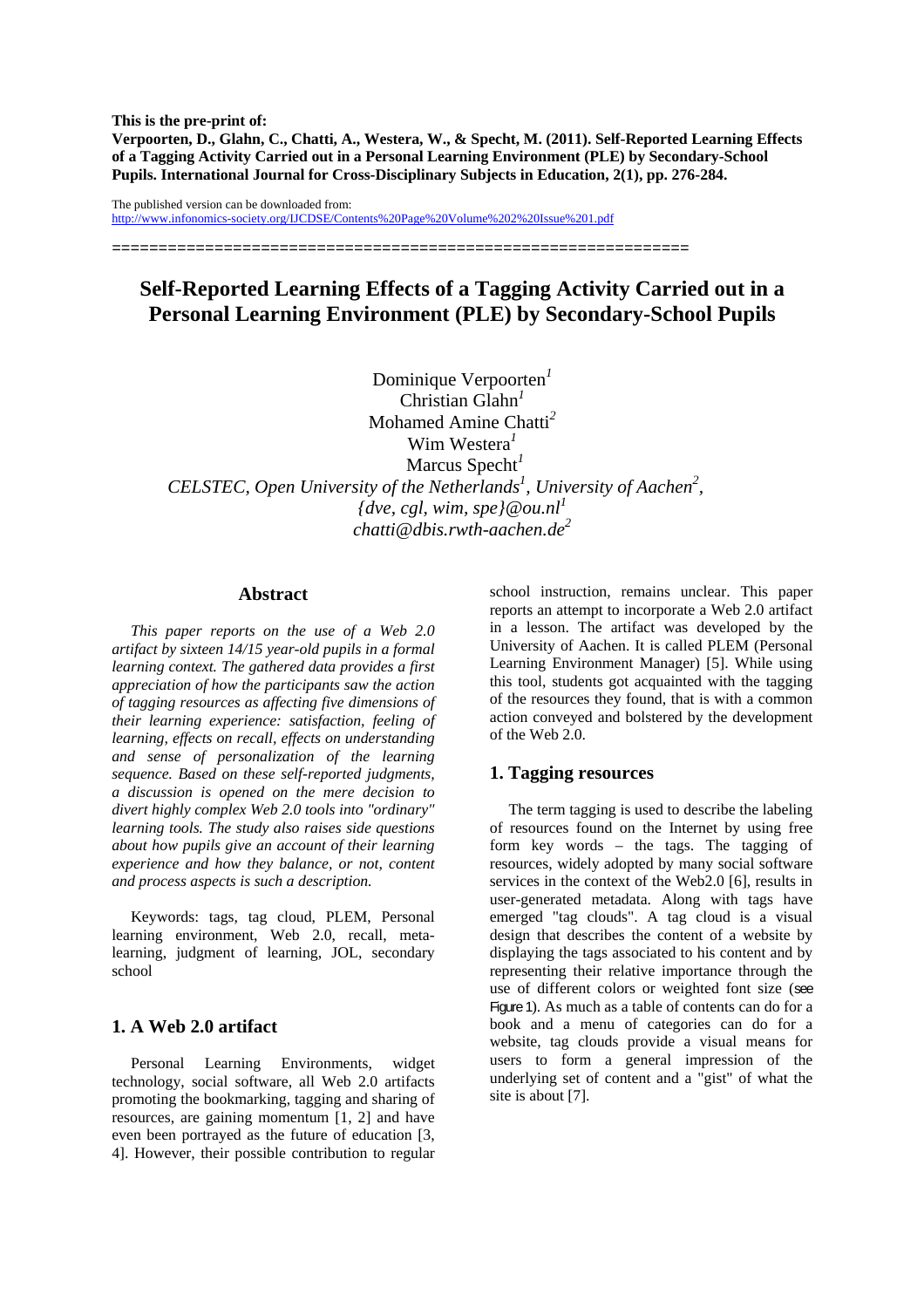This is the pre-print of:
**Verpoorten, D., Glahn, C., Chatti, A., Westera, W., & Specht, M. (2011). Self-Reported Learning Effects of a Tagging Activity Carried out in a Personal Learning Environment (PLE) by Secondary-School Pupils. International Journal for Cross-Disciplinary Subjects in Education, 2(1), pp. 276-284.**

The published version can be downloaded from:
http://www.infonomics-society.org/IJCDSE/Contents%20Page%20Volume%202%20Issue%201.pdf

==============================================================

# Self-Reported Learning Effects of a Tagging Activity Carried out in a Personal Learning Environment (PLE) by Secondary-School Pupils

Dominique Verpoorten[1]
Christian Glahn[1]
Mohamed Amine Chatti[2]
Wim Westera[1]
Marcus Specht[1]
*CELSTEC, Open University of the Netherlands[1], University of Aachen[2],*
*{dve, cgl, wim, spe}@ou.nl[1]*
*chatti@dbis.rwth-aachen.de[2]*

## Abstract

*This paper reports on the use of a Web 2.0 artifact by sixteen 14/15 year-old pupils in a formal learning context. The gathered data provides a first appreciation of how the participants saw the action of tagging resources as affecting five dimensions of their learning experience: satisfaction, feeling of learning, effects on recall, effects on understanding and sense of personalization of the learning sequence. Based on these self-reported judgments, a discussion is opened on the mere decision to divert highly complex Web 2.0 tools into "ordinary" learning tools. The study also raises side questions about how pupils give an account of their learning experience and how they balance, or not, content and process aspects is such a description.*

Keywords: tags, tag cloud, PLEM, Personal learning environment, Web 2.0, recall, meta-learning, judgment of learning, JOL, secondary school

## 1. A Web 2.0 artifact

Personal Learning Environments, widget technology, social software, all Web 2.0 artifacts promoting the bookmarking, tagging and sharing of resources, are gaining momentum [1, 2] and have even been portrayed as the future of education [3, 4]. However, their possible contribution to regular school instruction, remains unclear. This paper reports an attempt to incorporate a Web 2.0 artifact in a lesson. The artifact was developed by the University of Aachen. It is called PLEM (Personal Learning Environment Manager) [5]. While using this tool, students got acquainted with the tagging of the resources they found, that is with a common action conveyed and bolstered by the development of the Web 2.0.

## 1. Tagging resources

The term tagging is used to describe the labeling of resources found on the Internet by using free form key words – the tags. The tagging of resources, widely adopted by many social software services in the context of the Web2.0 [6], results in user-generated metadata. Along with tags have emerged "tag clouds". A tag cloud is a visual design that describes the content of a website by displaying the tags associated to his content and by representing their relative importance through the use of different colors or weighted font size (see Figure 1). As much as a table of contents can do for a book and a menu of categories can do for a website, tag clouds provide a visual means for users to form a general impression of the underlying set of content and a "gist" of what the site is about [7].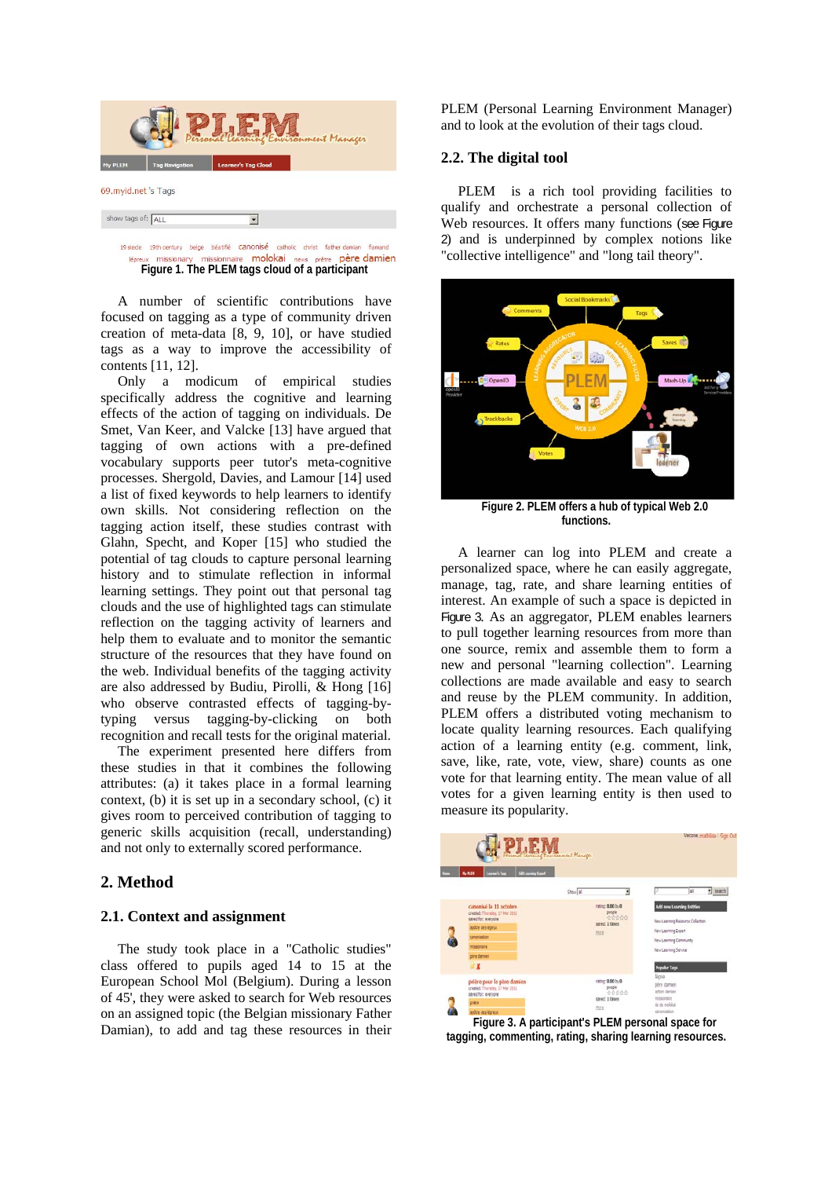Figure 1. The PLEM tags cloud of a participant

A number of scientific contributions have focused on tagging as a type of community driven creation of meta-data [8, 9, 10], or have studied tags as a way to improve the accessibility of contents [11, 12].

Only a modicum of empirical studies specifically address the cognitive and learning effects of the action of tagging on individuals. De Smet, Van Keer, and Valcke [13] have argued that tagging of own actions with a pre-defined vocabulary supports peer tutor's meta-cognitive processes. Shergold, Davies, and Lamour [14] used a list of fixed keywords to help learners to identify own skills. Not considering reflection on the tagging action itself, these studies contrast with Glahn, Specht, and Koper [15] who studied the potential of tag clouds to capture personal learning history and to stimulate reflection in informal learning settings. They point out that personal tag clouds and the use of highlighted tags can stimulate reflection on the tagging activity of learners and help them to evaluate and to monitor the semantic structure of the resources that they have found on the web. Individual benefits of the tagging activity are also addressed by Budiu, Pirolli, & Hong [16] who observe contrasted effects of tagging-by-typing versus tagging-by-clicking on both recognition and recall tests for the original material.

The experiment presented here differs from these studies in that it combines the following attributes: (a) it takes place in a formal learning context, (b) it is set up in a secondary school, (c) it gives room to perceived contribution of tagging to generic skills acquisition (recall, understanding) and not only to externally scored performance.

## 2. Method

### 2.1. Context and assignment

The study took place in a "Catholic studies" class offered to pupils aged 14 to 15 at the European School Mol (Belgium). During a lesson of 45', they were asked to search for Web resources on an assigned topic (the Belgian missionary Father Damian), to add and tag these resources in their PLEM (Personal Learning Environment Manager) and to look at the evolution of their tags cloud.

### 2.2. The digital tool

PLEM is a rich tool providing facilities to qualify and orchestrate a personal collection of Web resources. It offers many functions (see Figure 2) and is underpinned by complex notions like "collective intelligence" and "long tail theory".

Figure 2. PLEM offers a hub of typical Web 2.0 functions.

A learner can log into PLEM and create a personalized space, where he can easily aggregate, manage, tag, rate, and share learning entities of interest. An example of such a space is depicted in Figure 3. As an aggregator, PLEM enables learners to pull together learning resources from more than one source, remix and assemble them to form a new and personal "learning collection". Learning collections are made available and easy to search and reuse by the PLEM community. In addition, PLEM offers a distributed voting mechanism to locate quality learning resources. Each qualifying action of a learning entity (e.g. comment, link, save, like, rate, vote, view, share) counts as one vote for that learning entity. The mean value of all votes for a given learning entity is then used to measure its popularity.

Figure 3. A participant's PLEM personal space for tagging, commenting, rating, sharing learning resources.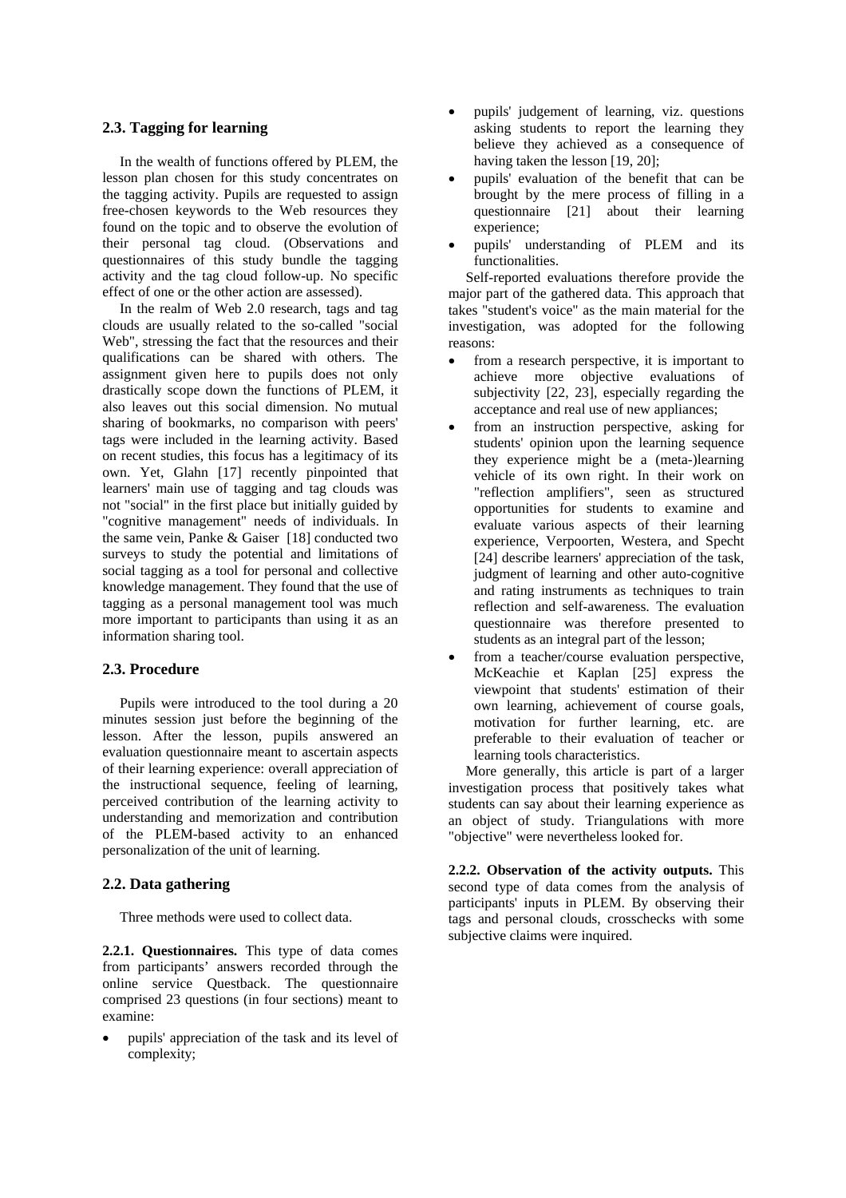### 2.3. Tagging for learning

In the wealth of functions offered by PLEM, the lesson plan chosen for this study concentrates on the tagging activity. Pupils are requested to assign free-chosen keywords to the Web resources they found on the topic and to observe the evolution of their personal tag cloud. (Observations and questionnaires of this study bundle the tagging activity and the tag cloud follow-up. No specific effect of one or the other action are assessed).

In the realm of Web 2.0 research, tags and tag clouds are usually related to the so-called "social Web", stressing the fact that the resources and their qualifications can be shared with others. The assignment given here to pupils does not only drastically scope down the functions of PLEM, it also leaves out this social dimension. No mutual sharing of bookmarks, no comparison with peers' tags were included in the learning activity. Based on recent studies, this focus has a legitimacy of its own. Yet, Glahn [17] recently pinpointed that learners' main use of tagging and tag clouds was not "social" in the first place but initially guided by "cognitive management" needs of individuals. In the same vein, Panke & Gaiser [18] conducted two surveys to study the potential and limitations of social tagging as a tool for personal and collective knowledge management. They found that the use of tagging as a personal management tool was much more important to participants than using it as an information sharing tool.

### 2.3. Procedure

Pupils were introduced to the tool during a 20 minutes session just before the beginning of the lesson. After the lesson, pupils answered an evaluation questionnaire meant to ascertain aspects of their learning experience: overall appreciation of the instructional sequence, feeling of learning, perceived contribution of the learning activity to understanding and memorization and contribution of the PLEM-based activity to an enhanced personalization of the unit of learning.

### 2.2. Data gathering

Three methods were used to collect data.

**2.2.1. Questionnaires.** This type of data comes from participants' answers recorded through the online service Questback. The questionnaire comprised 23 questions (in four sections) meant to examine:

- pupils' appreciation of the task and its level of complexity;
- pupils' judgement of learning, viz. questions asking students to report the learning they believe they achieved as a consequence of having taken the lesson [19, 20];
- pupils' evaluation of the benefit that can be brought by the mere process of filling in a questionnaire [21] about their learning experience;
- pupils' understanding of PLEM and its functionalities.

Self-reported evaluations therefore provide the major part of the gathered data. This approach that takes "student's voice" as the main material for the investigation, was adopted for the following reasons:

- from a research perspective, it is important to achieve more objective evaluations of subjectivity [22, 23], especially regarding the acceptance and real use of new appliances;
- from an instruction perspective, asking for students' opinion upon the learning sequence they experience might be a (meta-)learning vehicle of its own right. In their work on "reflection amplifiers", seen as structured opportunities for students to examine and evaluate various aspects of their learning experience, Verpoorten, Westera, and Specht [24] describe learners' appreciation of the task, judgment of learning and other auto-cognitive and rating instruments as techniques to train reflection and self-awareness. The evaluation questionnaire was therefore presented to students as an integral part of the lesson;
- from a teacher/course evaluation perspective, McKeachie et Kaplan [25] express the viewpoint that students' estimation of their own learning, achievement of course goals, motivation for further learning, etc. are preferable to their evaluation of teacher or learning tools characteristics.

More generally, this article is part of a larger investigation process that positively takes what students can say about their learning experience as an object of study. Triangulations with more "objective" were nevertheless looked for.

**2.2.2. Observation of the activity outputs.** This second type of data comes from the analysis of participants' inputs in PLEM. By observing their tags and personal clouds, crosschecks with some subjective claims were inquired.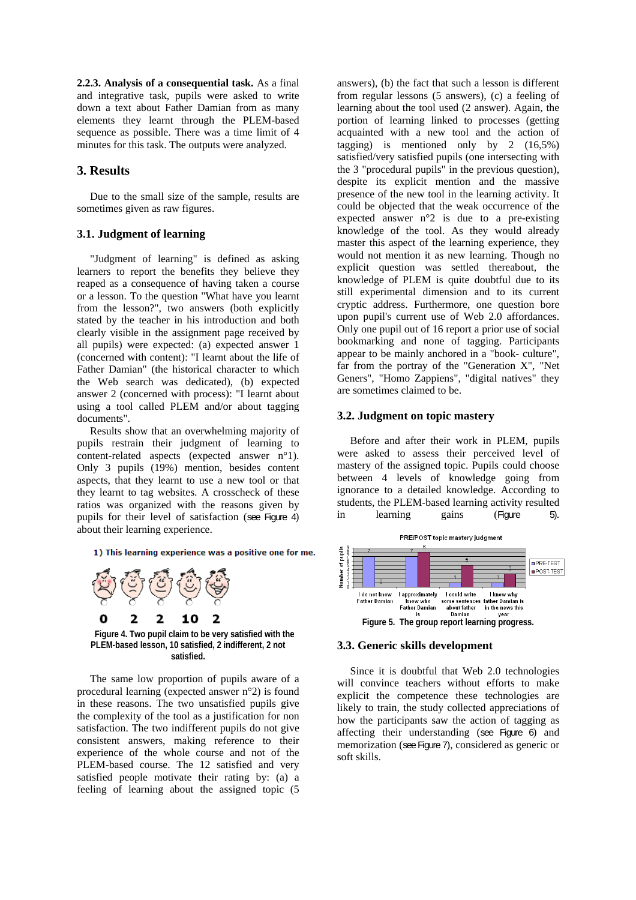**2.2.3. Analysis of a consequential task.** As a final and integrative task, pupils were asked to write down a text about Father Damian from as many elements they learnt through the PLEM-based sequence as possible. There was a time limit of 4 minutes for this task. The outputs were analyzed.

## 3. Results

Due to the small size of the sample, results are sometimes given as raw figures.

### 3.1. Judgment of learning

"Judgment of learning" is defined as asking learners to report the benefits they believe they reaped as a consequence of having taken a course or a lesson. To the question "What have you learnt from the lesson?", two answers (both explicitly stated by the teacher in his introduction and both clearly visible in the assignment page received by all pupils) were expected: (a) expected answer 1 (concerned with content): "I learnt about the life of Father Damian" (the historical character to which the Web search was dedicated), (b) expected answer 2 (concerned with process): "I learnt about using a tool called PLEM and/or about tagging documents".

Results show that an overwhelming majority of pupils restrain their judgment of learning to content-related aspects (expected answer n°1). Only 3 pupils (19%) mention, besides content aspects, that they learnt to use a new tool or that they learnt to tag websites. A crosscheck of these ratios was organized with the reasons given by pupils for their level of satisfaction (see Figure 4) about their learning experience.

1) This learning experience was a positive one for me.

0 2 2 10 2

**Figure 4. Two pupil claim to be very satisfied with the PLEM-based lesson, 10 satisfied, 2 indifferent, 2 not satisfied.**

The same low proportion of pupils aware of a procedural learning (expected answer n°2) is found in these reasons. The two unsatisfied pupils give the complexity of the tool as a justification for non satisfaction. The two indifferent pupils do not give consistent answers, making reference to their experience of the whole course and not of the PLEM-based course. The 12 satisfied and very satisfied people motivate their rating by: (a) a feeling of learning about the assigned topic (5 answers), (b) the fact that such a lesson is different from regular lessons (5 answers), (c) a feeling of learning about the tool used (2 answer). Again, the portion of learning linked to processes (getting acquainted with a new tool and the action of tagging) is mentioned only by 2 (16,5%) satisfied/very satisfied pupils (one intersecting with the 3 "procedural pupils" in the previous question), despite its explicit mention and the massive presence of the new tool in the learning activity. It could be objected that the weak occurrence of the expected answer n°2 is due to a pre-existing knowledge of the tool. As they would already master this aspect of the learning experience, they would not mention it as new learning. Though no explicit question was settled thereabout, the knowledge of PLEM is quite doubtful due to its still experimental dimension and to its current cryptic address. Furthermore, one question bore upon pupil's current use of Web 2.0 affordances. Only one pupil out of 16 report a prior use of social bookmarking and none of tagging. Participants appear to be mainly anchored in a "book- culture", far from the portray of the "Generation X", "Net Geners", "Homo Zappiens", "digital natives" they are sometimes claimed to be.

### 3.2. Judgment on topic mastery

Before and after their work in PLEM, pupils were asked to assess their perceived level of mastery of the assigned topic. Pupils could choose between 4 levels of knowledge going from ignorance to a detailed knowledge. According to students, the PLEM-based learning activity resulted in learning gains (Figure 5).

PRE/POST topic mastery judgment

| Number of pupils | I do not know Father Damian | I approximately know who Father Damian is | I could write some sentences about father Damian | I know why father Damian is in the news this year |
|---|---|---|---|---|
| PRE-TEST | 7 | 7 | 1 | 1 |
| POST-TEST | 0 | 8 | 5 | 3 |

**Figure 5. The group report learning progress.**

### 3.3. Generic skills development

Since it is doubtful that Web 2.0 technologies will convince teachers without efforts to make explicit the competence these technologies are likely to train, the study collected appreciations of how the participants saw the action of tagging as affecting their understanding (see Figure 6) and memorization (see Figure 7), considered as generic or soft skills.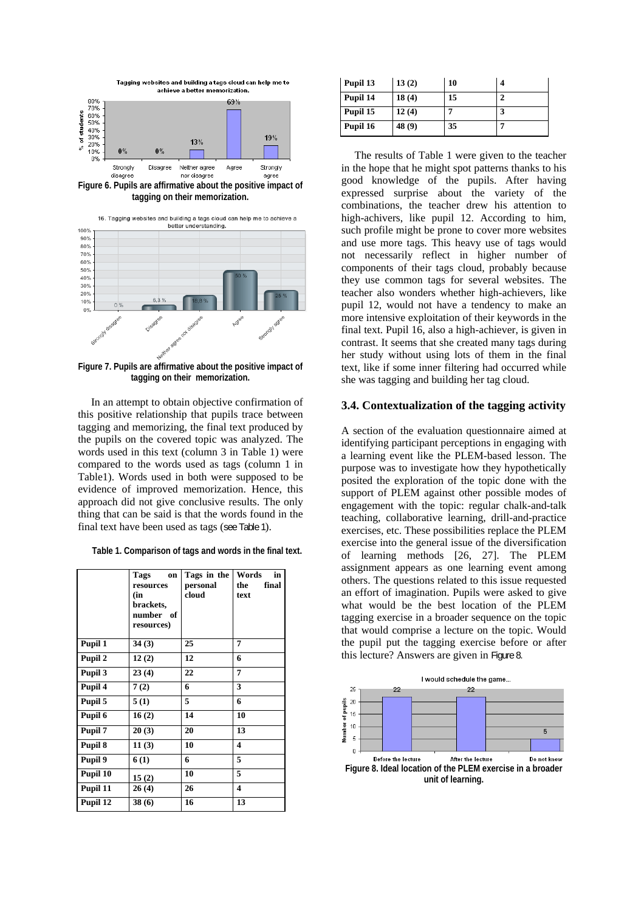Figure 6. Pupils are affirmative about the positive impact of tagging on their memorization.

Figure 7. Pupils are affirmative about the positive impact of tagging on their memorization.

In an attempt to obtain objective confirmation of this positive relationship that pupils trace between tagging and memorizing, the final text produced by the pupils on the covered topic was analyzed. The words used in this text (column 3 in Table 1) were compared to the words used as tags (column 1 in Table1). Words used in both were supposed to be evidence of improved memorization. Hence, this approach did not give conclusive results. The only thing that can be said is that the words found in the final text have been used as tags (see Table 1).

**Table 1. Comparison of tags and words in the final text.**

| | Tags on resources (in brackets, number of resources) | Tags in the personal cloud | Words in the final text |
|---|---|---|---|
| Pupil 1 | 34 (3) | 25 | 7 |
| Pupil 2 | 12 (2) | 12 | 6 |
| Pupil 3 | 23 (4) | 22 | 7 |
| Pupil 4 | 7 (2) | 6 | 3 |
| Pupil 5 | 5 (1) | 5 | 6 |
| Pupil 6 | 16 (2) | 14 | 10 |
| Pupil 7 | 20 (3) | 20 | 13 |
| Pupil 8 | 11 (3) | 10 | 4 |
| Pupil 9 | 6 (1) | 6 | 5 |
| Pupil 10 | 15 (2) | 10 | 5 |
| Pupil 11 | 26 (4) | 26 | 4 |
| Pupil 12 | 38 (6) | 16 | 13 |
| Pupil 13 | 13 (2) | 10 | 4 |
| Pupil 14 | 18 (4) | 15 | 2 |
| Pupil 15 | 12 (4) | 7 | 3 |
| Pupil 16 | 48 (9) | 35 | 7 |

The results of Table 1 were given to the teacher in the hope that he might spot patterns thanks to his good knowledge of the pupils. After having expressed surprise about the variety of the combinations, the teacher drew his attention to high-achivers, like pupil 12. According to him, such profile might be prone to cover more websites and use more tags. This heavy use of tags would not necessarily reflect in higher number of components of their tags cloud, probably because they use common tags for several websites. The teacher also wonders whether high-achievers, like pupil 12, would not have a tendency to make an more intensive exploitation of their keywords in the final text. Pupil 16, also a high-achiever, is given in contrast. It seems that she created many tags during her study without using lots of them in the final text, like if some inner filtering had occurred while she was tagging and building her tag cloud.

### 3.4. Contextualization of the tagging activity

A section of the evaluation questionnaire aimed at identifying participant perceptions in engaging with a learning event like the PLEM-based lesson. The purpose was to investigate how they hypothetically posited the exploration of the topic done with the support of PLEM against other possible modes of engagement with the topic: regular chalk-and-talk teaching, collaborative learning, drill-and-practice exercises, etc. These possibilities replace the PLEM exercise into the general issue of the diversification of learning methods [26, 27]. The PLEM assignment appears as one learning event among others. The questions related to this issue requested an effort of imagination. Pupils were asked to give what would be the best location of the PLEM tagging exercise in a broader sequence on the topic that would comprise a lecture on the topic. Would the pupil put the tagging exercise before or after this lecture? Answers are given in Figure 8.

Figure 8. Ideal location of the PLEM exercise in a broader unit of learning.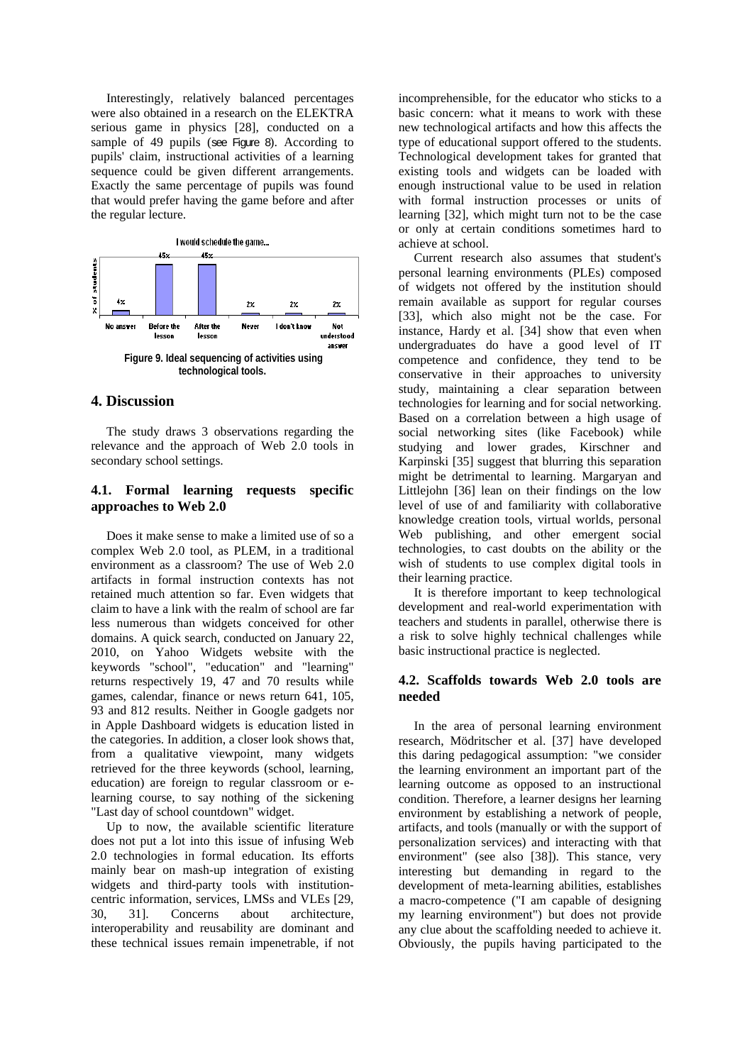Interestingly, relatively balanced percentages were also obtained in a research on the ELEKTRA serious game in physics [28], conducted on a sample of 49 pupils (see Figure 8). According to pupils' claim, instructional activities of a learning sequence could be given different arrangements. Exactly the same percentage of pupils was found that would prefer having the game before and after the regular lecture.

**Figure 9. Ideal sequencing of activities using technological tools.**

## 4. Discussion

The study draws 3 observations regarding the relevance and the approach of Web 2.0 tools in secondary school settings.

### 4.1. Formal learning requests specific approaches to Web 2.0

Does it make sense to make a limited use of so a complex Web 2.0 tool, as PLEM, in a traditional environment as a classroom? The use of Web 2.0 artifacts in formal instruction contexts has not retained much attention so far. Even widgets that claim to have a link with the realm of school are far less numerous than widgets conceived for other domains. A quick search, conducted on January 22, 2010, on Yahoo Widgets website with the keywords "school", "education" and "learning" returns respectively 19, 47 and 70 results while games, calendar, finance or news return 641, 105, 93 and 812 results. Neither in Google gadgets nor in Apple Dashboard widgets is education listed in the categories. In addition, a closer look shows that, from a qualitative viewpoint, many widgets retrieved for the three keywords (school, learning, education) are foreign to regular classroom or e-learning course, to say nothing of the sickening "Last day of school countdown" widget.

Up to now, the available scientific literature does not put a lot into this issue of infusing Web 2.0 technologies in formal education. Its efforts mainly bear on mash-up integration of existing widgets and third-party tools with institution-centric information, services, LMSs and VLEs [29, 30, 31]. Concerns about architecture, interoperability and reusability are dominant and these technical issues remain impenetrable, if not incomprehensible, for the educator who sticks to a basic concern: what it means to work with these new technological artifacts and how this affects the type of educational support offered to the students. Technological development takes for granted that existing tools and widgets can be loaded with enough instructional value to be used in relation with formal instruction processes or units of learning [32], which might turn not to be the case or only at certain conditions sometimes hard to achieve at school.

Current research also assumes that student's personal learning environments (PLEs) composed of widgets not offered by the institution should remain available as support for regular courses [33], which also might not be the case. For instance, Hardy et al. [34] show that even when undergraduates do have a good level of IT competence and confidence, they tend to be conservative in their approaches to university study, maintaining a clear separation between technologies for learning and for social networking. Based on a correlation between a high usage of social networking sites (like Facebook) while studying and lower grades, Kirschner and Karpinski [35] suggest that blurring this separation might be detrimental to learning. Margaryan and Littlejohn [36] lean on their findings on the low level of use of and familiarity with collaborative knowledge creation tools, virtual worlds, personal Web publishing, and other emergent social technologies, to cast doubts on the ability or the wish of students to use complex digital tools in their learning practice.

It is therefore important to keep technological development and real-world experimentation with teachers and students in parallel, otherwise there is a risk to solve highly technical challenges while basic instructional practice is neglected.

### 4.2. Scaffolds towards Web 2.0 tools are needed

In the area of personal learning environment research, Mödritscher et al. [37] have developed this daring pedagogical assumption: "we consider the learning environment an important part of the learning outcome as opposed to an instructional condition. Therefore, a learner designs her learning environment by establishing a network of people, artifacts, and tools (manually or with the support of personalization services) and interacting with that environment" (see also [38]). This stance, very interesting but demanding in regard to the development of meta-learning abilities, establishes a macro-competence ("I am capable of designing my learning environment") but does not provide any clue about the scaffolding needed to achieve it. Obviously, the pupils having participated to the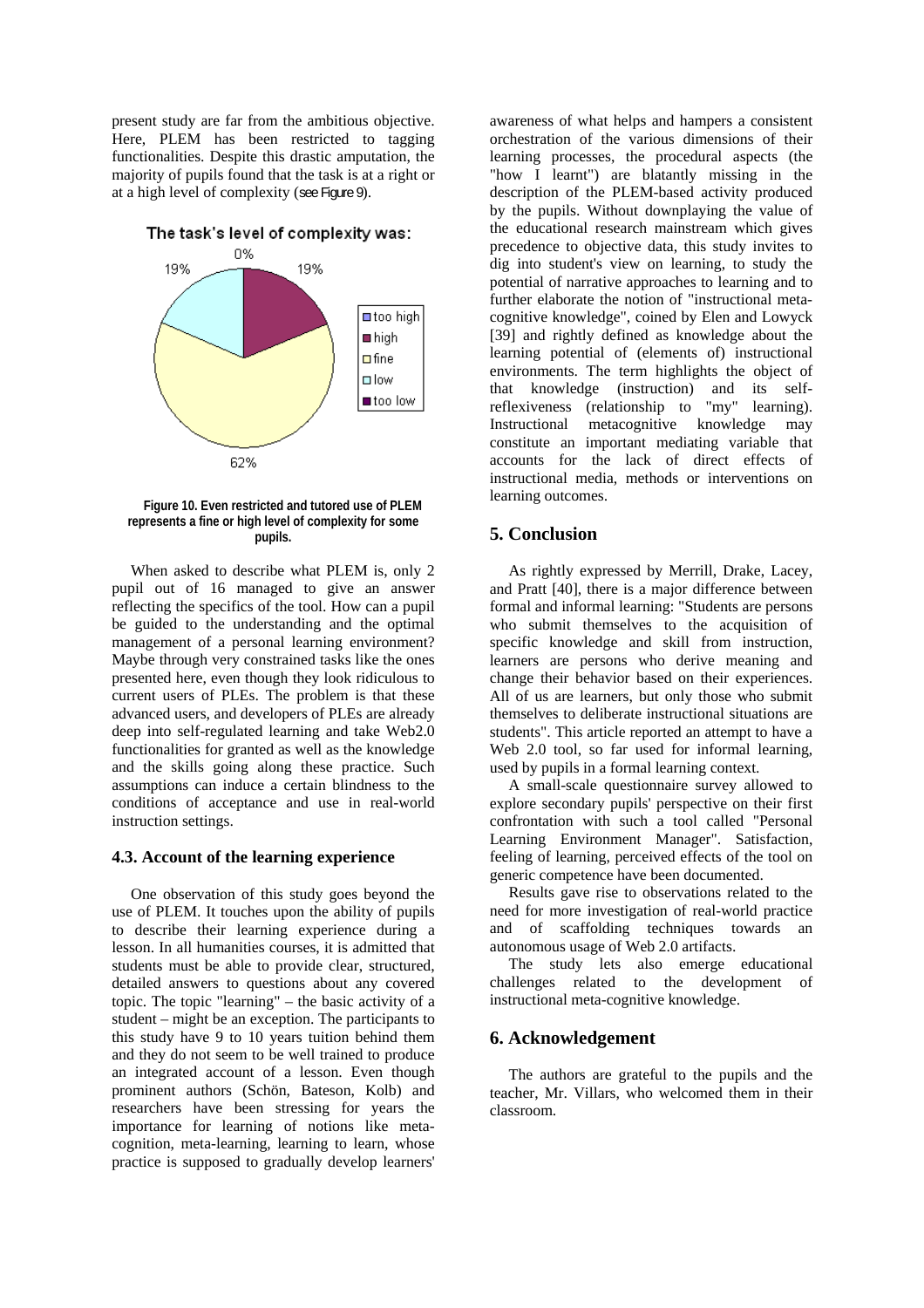present study are far from the ambitious objective. Here, PLEM has been restricted to tagging functionalities. Despite this drastic amputation, the majority of pupils found that the task is at a right or at a high level of complexity (see Figure 9).

The task's level of complexity was:

| Level | Percentage |
|---|---|
| too high | 0% |
| high | 19% |
| fine | 62% |
| low | 19% |
| too low | |

**Figure 10. Even restricted and tutored use of PLEM represents a fine or high level of complexity for some pupils.**

When asked to describe what PLEM is, only 2 pupil out of 16 managed to give an answer reflecting the specifics of the tool. How can a pupil be guided to the understanding and the optimal management of a personal learning environment? Maybe through very constrained tasks like the ones presented here, even though they look ridiculous to current users of PLEs. The problem is that these advanced users, and developers of PLEs are already deep into self-regulated learning and take Web2.0 functionalities for granted as well as the knowledge and the skills going along these practice. Such assumptions can induce a certain blindness to the conditions of acceptance and use in real-world instruction settings.

### 4.3. Account of the learning experience

One observation of this study goes beyond the use of PLEM. It touches upon the ability of pupils to describe their learning experience during a lesson. In all humanities courses, it is admitted that students must be able to provide clear, structured, detailed answers to questions about any covered topic. The topic "learning" – the basic activity of a student – might be an exception. The participants to this study have 9 to 10 years tuition behind them and they do not seem to be well trained to produce an integrated account of a lesson. Even though prominent authors (Schön, Bateson, Kolb) and researchers have been stressing for years the importance for learning of notions like meta-cognition, meta-learning, learning to learn, whose practice is supposed to gradually develop learners' awareness of what helps and hampers a consistent orchestration of the various dimensions of their learning processes, the procedural aspects (the "how I learnt") are blatantly missing in the description of the PLEM-based activity produced by the pupils. Without downplaying the value of the educational research mainstream which gives precedence to objective data, this study invites to dig into student's view on learning, to study the potential of narrative approaches to learning and to further elaborate the notion of "instructional meta-cognitive knowledge", coined by Elen and Lowyck [39] and rightly defined as knowledge about the learning potential of (elements of) instructional environments. The term highlights the object of that knowledge (instruction) and its self-reflexiveness (relationship to "my" learning). Instructional metacognitive knowledge may constitute an important mediating variable that accounts for the lack of direct effects of instructional media, methods or interventions on learning outcomes.

## 5. Conclusion

As rightly expressed by Merrill, Drake, Lacey, and Pratt [40], there is a major difference between formal and informal learning: "Students are persons who submit themselves to the acquisition of specific knowledge and skill from instruction, learners are persons who derive meaning and change their behavior based on their experiences. All of us are learners, but only those who submit themselves to deliberate instructional situations are students". This article reported an attempt to have a Web 2.0 tool, so far used for informal learning, used by pupils in a formal learning context.

A small-scale questionnaire survey allowed to explore secondary pupils' perspective on their first confrontation with such a tool called "Personal Learning Environment Manager". Satisfaction, feeling of learning, perceived effects of the tool on generic competence have been documented.

Results gave rise to observations related to the need for more investigation of real-world practice and of scaffolding techniques towards an autonomous usage of Web 2.0 artifacts.

The study lets also emerge educational challenges related to the development of instructional meta-cognitive knowledge.

## 6. Acknowledgement

The authors are grateful to the pupils and the teacher, Mr. Villars, who welcomed them in their classroom.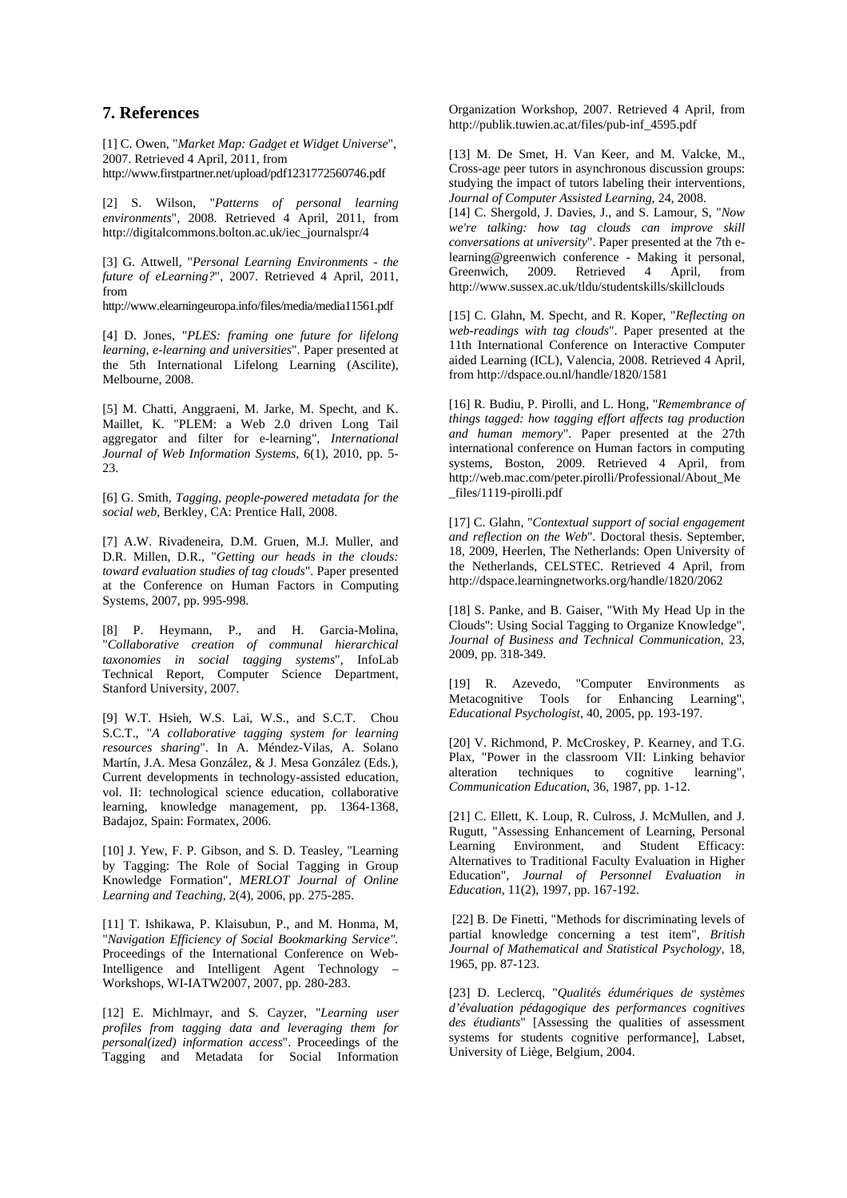## 7. References

[1] C. Owen, "*Market Map: Gadget et Widget Universe*", 2007. Retrieved 4 April, 2011, from http://www.firstpartner.net/upload/pdf1231772560746.pdf

[2] S. Wilson, "*Patterns of personal learning environments*", 2008. Retrieved 4 April, 2011, from http://digitalcommons.bolton.ac.uk/iec_journalspr/4

[3] G. Attwell, "*Personal Learning Environments - the future of eLearning?*", 2007. Retrieved 4 April, 2011, from http://www.elearningeuropa.info/files/media/media11561.pdf

[4] D. Jones, "*PLES: framing one future for lifelong learning, e-learning and universities*". Paper presented at the 5th International Lifelong Learning (Ascilite), Melbourne, 2008.

[5] M. Chatti, Anggraeni, M. Jarke, M. Specht, and K. Maillet, K. "PLEM: a Web 2.0 driven Long Tail aggregator and filter for e-learning", *International Journal of Web Information Systems*, 6(1), 2010, pp. 5-23.

[6] G. Smith, *Tagging, people-powered metadata for the social web*, Berkley, CA: Prentice Hall, 2008.

[7] A.W. Rivadeneira, D.M. Gruen, M.J. Muller, and D.R. Millen, D.R., "*Getting our heads in the clouds: toward evaluation studies of tag clouds*". Paper presented at the Conference on Human Factors in Computing Systems, 2007, pp. 995-998.

[8] P. Heymann, P., and H. Garcia-Molina, "*Collaborative creation of communal hierarchical taxonomies in social tagging systems*", InfoLab Technical Report, Computer Science Department, Stanford University, 2007.

[9] W.T. Hsieh, W.S. Lai, W.S., and S.C.T. Chou S.C.T., "*A collaborative tagging system for learning resources sharing*". In A. Méndez-Vilas, A. Solano Martín, J.A. Mesa González, & J. Mesa González (Eds.), Current developments in technology-assisted education, vol. II: technological science education, collaborative learning, knowledge management, pp. 1364-1368, Badajoz, Spain: Formatex, 2006.

[10] J. Yew, F. P. Gibson, and S. D. Teasley, "Learning by Tagging: The Role of Social Tagging in Group Knowledge Formation", *MERLOT Journal of Online Learning and Teaching*, 2(4), 2006, pp. 275-285.

[11] T. Ishikawa, P. Klaisubun, P., and M. Honma, M, "*Navigation Efficiency of Social Bookmarking Service".* Proceedings of the International Conference on Web-Intelligence and Intelligent Agent Technology – Workshops, WI-IATW2007, 2007, pp. 280-283.

[12] E. Michlmayr, and S. Cayzer, "*Learning user profiles from tagging data and leveraging them for personal(ized) information access*". Proceedings of the Tagging and Metadata for Social Information Organization Workshop, 2007. Retrieved 4 April, from http://publik.tuwien.ac.at/files/pub-inf_4595.pdf

[13] M. De Smet, H. Van Keer, and M. Valcke, M., Cross-age peer tutors in asynchronous discussion groups: studying the impact of tutors labeling their interventions, *Journal of Computer Assisted Learning*, 24, 2008.

[14] C. Shergold, J. Davies, J., and S. Lamour, S, "*Now we're talking: how tag clouds can improve skill conversations at university*". Paper presented at the 7th e-learning@greenwich conference - Making it personal, Greenwich, 2009. Retrieved 4 April, from http://www.sussex.ac.uk/tldu/studentskills/skillclouds

[15] C. Glahn, M. Specht, and R. Koper, "*Reflecting on web-readings with tag clouds*". Paper presented at the 11th International Conference on Interactive Computer aided Learning (ICL), Valencia, 2008. Retrieved 4 April, from http://dspace.ou.nl/handle/1820/1581

[16] R. Budiu, P. Pirolli, and L. Hong, "*Remembrance of things tagged: how tagging effort affects tag production and human memory*". Paper presented at the 27th international conference on Human factors in computing systems, Boston, 2009. Retrieved 4 April, from http://web.mac.com/peter.pirolli/Professional/About_Me_files/1119-pirolli.pdf

[17] C. Glahn, "*Contextual support of social engagement and reflection on the Web*". Doctoral thesis. September, 18, 2009, Heerlen, The Netherlands: Open University of the Netherlands, CELSTEC. Retrieved 4 April, from http://dspace.learningnetworks.org/handle/1820/2062

[18] S. Panke, and B. Gaiser, "With My Head Up in the Clouds": Using Social Tagging to Organize Knowledge", *Journal of Business and Technical Communication*, 23, 2009, pp. 318-349.

[19] R. Azevedo, "Computer Environments as Metacognitive Tools for Enhancing Learning", *Educational Psychologist*, 40, 2005, pp. 193-197.

[20] V. Richmond, P. McCroskey, P. Kearney, and T.G. Plax, "Power in the classroom VII: Linking behavior alteration techniques to cognitive learning", *Communication Education*, 36, 1987, pp. 1-12.

[21] C. Ellett, K. Loup, R. Culross, J. McMullen, and J. Rugutt, "Assessing Enhancement of Learning, Personal Learning Environment, and Student Efficacy: Alternatives to Traditional Faculty Evaluation in Higher Education", *Journal of Personnel Evaluation in Education*, 11(2), 1997, pp. 167-192.

[22] B. De Finetti, "Methods for discriminating levels of partial knowledge concerning a test item", *British Journal of Mathematical and Statistical Psychology*, 18, 1965, pp. 87-123.

[23] D. Leclercq, "*Qualités édumériques de systèmes d'évaluation pédagogique des performances cognitives des étudiants*" [Assessing the qualities of assessment systems for students cognitive performance], Labset, University of Liège, Belgium, 2004.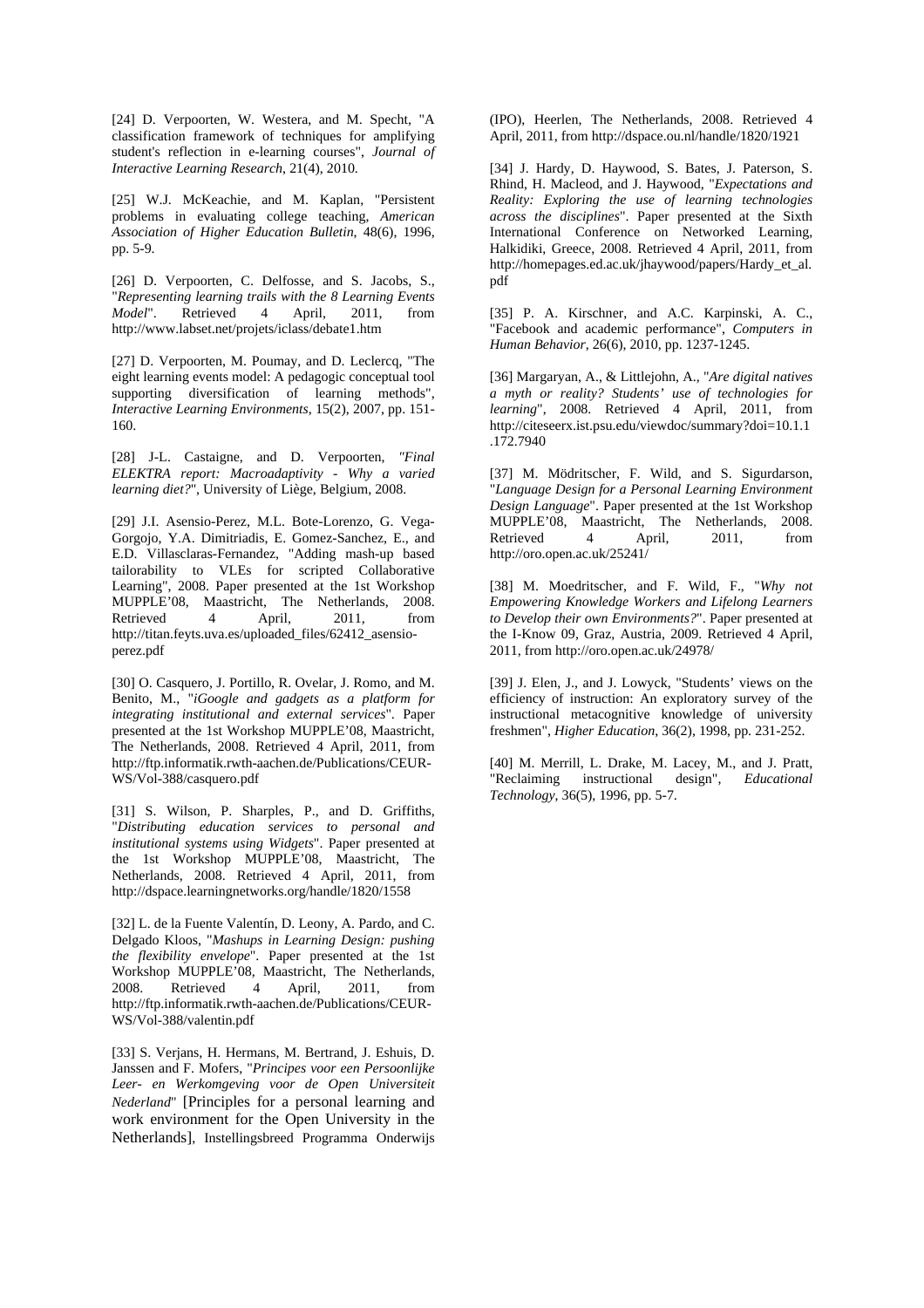[24] D. Verpoorten, W. Westera, and M. Specht, "A classification framework of techniques for amplifying student's reflection in e-learning courses", *Journal of Interactive Learning Research*, 21(4), 2010.

[25] W.J. McKeachie, and M. Kaplan, "Persistent problems in evaluating college teaching, *American Association of Higher Education Bulletin*, 48(6), 1996, pp. 5-9.

[26] D. Verpoorten, C. Delfosse, and S. Jacobs, S., "*Representing learning trails with the 8 Learning Events Model*". Retrieved 4 April, 2011, from http://www.labset.net/projets/iclass/debate1.htm

[27] D. Verpoorten, M. Poumay, and D. Leclercq, "The eight learning events model: A pedagogic conceptual tool supporting diversification of learning methods", *Interactive Learning Environments*, 15(2), 2007, pp. 151-160.

[28] J-L. Castaigne, and D. Verpoorten, *"Final ELEKTRA report: Macroadaptivity - Why a varied learning diet?*", University of Liège, Belgium, 2008.

[29] J.I. Asensio-Perez, M.L. Bote-Lorenzo, G. Vega-Gorgojo, Y.A. Dimitriadis, E. Gomez-Sanchez, E., and E.D. Villasclaras-Fernandez, "Adding mash-up based tailorability to VLEs for scripted Collaborative Learning", 2008. Paper presented at the 1st Workshop MUPPLE'08, Maastricht, The Netherlands, 2008. Retrieved 4 April, 2011, from http://titan.feyts.uva.es/uploaded_files/62412_asensio-perez.pdf

[30] O. Casquero, J. Portillo, R. Ovelar, J. Romo, and M. Benito, M., "*iGoogle and gadgets as a platform for integrating institutional and external services*". Paper presented at the 1st Workshop MUPPLE'08, Maastricht, The Netherlands, 2008. Retrieved 4 April, 2011, from http://ftp.informatik.rwth-aachen.de/Publications/CEUR-WS/Vol-388/casquero.pdf

[31] S. Wilson, P. Sharples, P., and D. Griffiths, "*Distributing education services to personal and institutional systems using Widgets*". Paper presented at the 1st Workshop MUPPLE'08, Maastricht, The Netherlands, 2008. Retrieved 4 April, 2011, from http://dspace.learningnetworks.org/handle/1820/1558

[32] L. de la Fuente Valentín, D. Leony, A. Pardo, and C. Delgado Kloos, "*Mashups in Learning Design: pushing the flexibility envelope*". Paper presented at the 1st Workshop MUPPLE'08, Maastricht, The Netherlands, 2008. Retrieved 4 April, 2011, from http://ftp.informatik.rwth-aachen.de/Publications/CEUR-WS/Vol-388/valentin.pdf

[33] S. Verjans, H. Hermans, M. Bertrand, J. Eshuis, D. Janssen and F. Mofers, "*Principes voor een Persoonlijke Leer- en Werkomgeving voor de Open Universiteit Nederland*" [Principles for a personal learning and work environment for the Open University in the Netherlands], Instellingsbreed Programma Onderwijs (IPO), Heerlen, The Netherlands, 2008. Retrieved 4 April, 2011, from http://dspace.ou.nl/handle/1820/1921

[34] J. Hardy, D. Haywood, S. Bates, J. Paterson, S. Rhind, H. Macleod, and J. Haywood, "*Expectations and Reality: Exploring the use of learning technologies across the disciplines*". Paper presented at the Sixth International Conference on Networked Learning, Halkidiki, Greece, 2008. Retrieved 4 April, 2011, from http://homepages.ed.ac.uk/jhaywood/papers/Hardy_et_al.pdf

[35] P. A. Kirschner, and A.C. Karpinski, A. C., "Facebook and academic performance", *Computers in Human Behavior*, 26(6), 2010, pp. 1237-1245.

[36] Margaryan, A., & Littlejohn, A., "*Are digital natives a myth or reality? Students' use of technologies for learning*", 2008. Retrieved 4 April, 2011, from http://citeseerx.ist.psu.edu/viewdoc/summary?doi=10.1.1.172.7940

[37] M. Mödritscher, F. Wild, and S. Sigurdarson, "*Language Design for a Personal Learning Environment Design Language*". Paper presented at the 1st Workshop MUPPLE'08, Maastricht, The Netherlands, 2008. Retrieved 4 April, 2011, from http://oro.open.ac.uk/25241/

[38] M. Moedritscher, and F. Wild, F., "*Why not Empowering Knowledge Workers and Lifelong Learners to Develop their own Environments?*". Paper presented at the I-Know 09, Graz, Austria, 2009. Retrieved 4 April, 2011, from http://oro.open.ac.uk/24978/

[39] J. Elen, J., and J. Lowyck, "Students' views on the efficiency of instruction: An exploratory survey of the instructional metacognitive knowledge of university freshmen", *Higher Education*, 36(2), 1998, pp. 231-252.

[40] M. Merrill, L. Drake, M. Lacey, M., and J. Pratt, "Reclaiming instructional design", *Educational Technology*, 36(5), 1996, pp. 5-7.